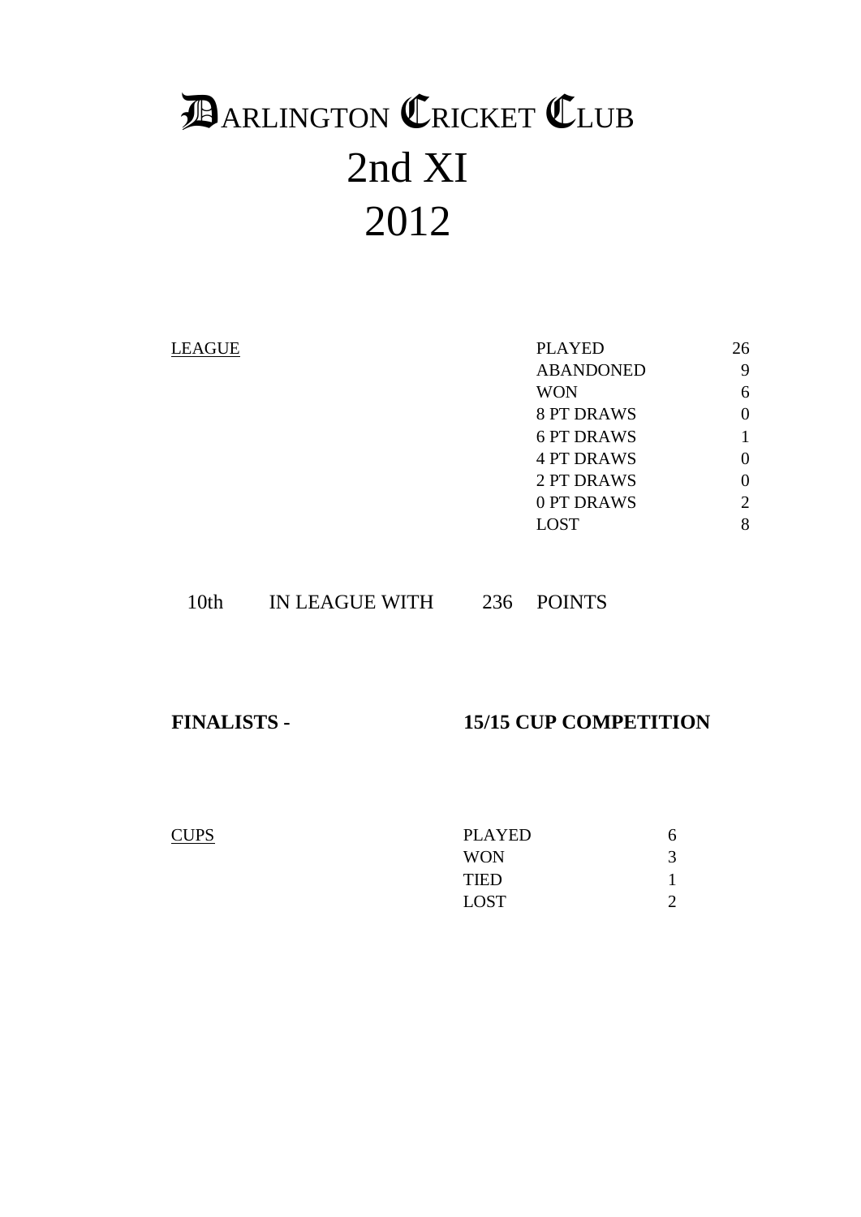# DARLINGTON CRICKET CLUB
# 2nd XI
# 2012

| LEAGUE | | |
|---|---|---|
| | PLAYED | 26 |
| | ABANDONED | 9 |
| | WON | 6 |
| | 8 PT DRAWS | 0 |
| | 6 PT DRAWS | 1 |
| | 4 PT DRAWS | 0 |
| | 2 PT DRAWS | 0 |
| | 0 PT DRAWS | 2 |
| | LOST | 8 |

10th IN LEAGUE WITH 236 POINTS

**FINALISTS - 15/15 CUP COMPETITION**

| CUPS | | |
|---|---|---|
| | PLAYED | 6 |
| | WON | 3 |
| | TIED | 1 |
| | LOST | 2 |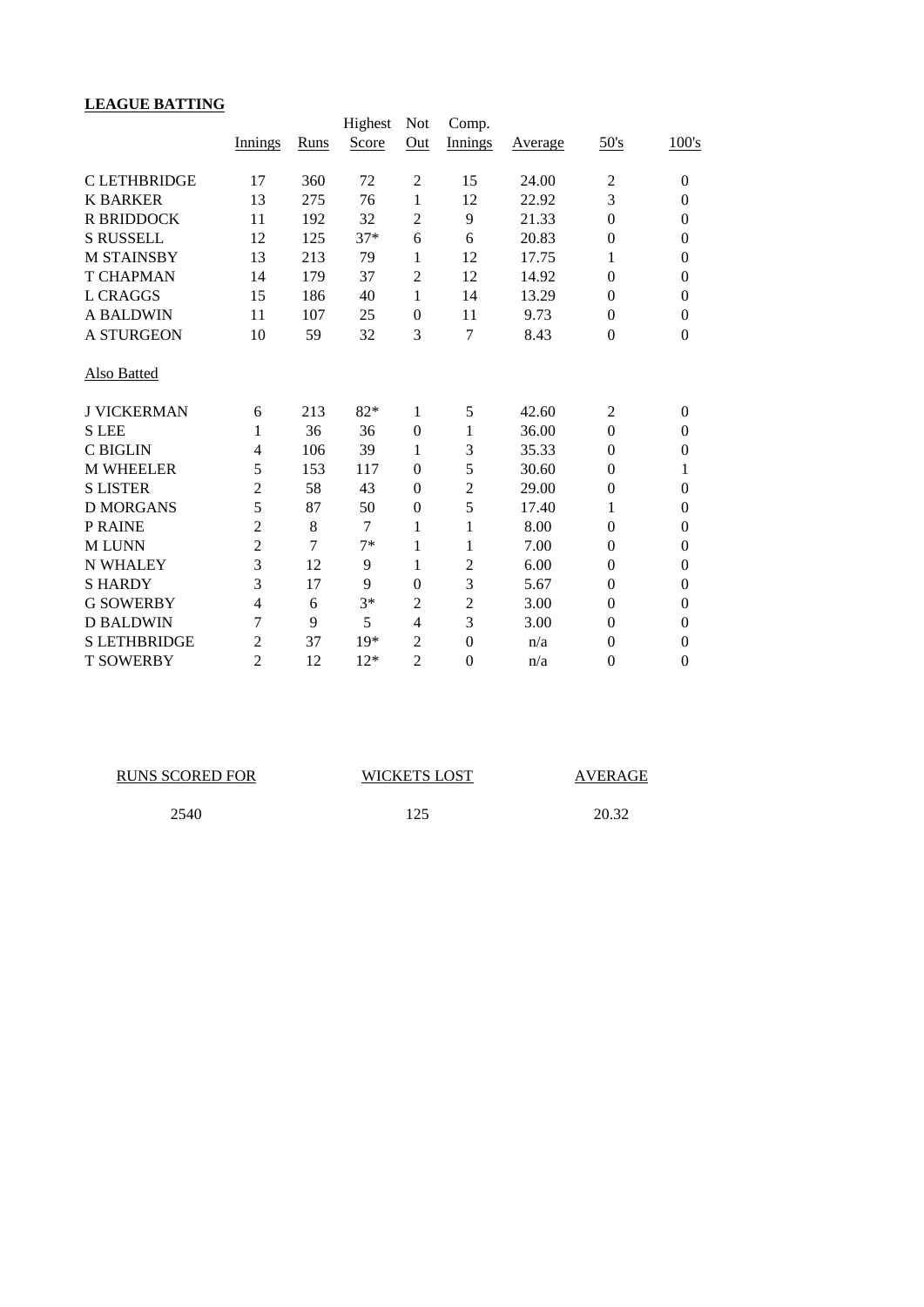**LEAGUE BATTING**

| | Innings | Runs | Highest Score | Not Out | Comp. Innings | Average | 50's | 100's |
|---|---|---|---|---|---|---|---|---|
| C LETHBRIDGE | 17 | 360 | 72 | 2 | 15 | 24.00 | 2 | 0 |
| K BARKER | 13 | 275 | 76 | 1 | 12 | 22.92 | 3 | 0 |
| R BRIDDOCK | 11 | 192 | 32 | 2 | 9 | 21.33 | 0 | 0 |
| S RUSSELL | 12 | 125 | 37* | 6 | 6 | 20.83 | 0 | 0 |
| M STAINSBY | 13 | 213 | 79 | 1 | 12 | 17.75 | 1 | 0 |
| T CHAPMAN | 14 | 179 | 37 | 2 | 12 | 14.92 | 0 | 0 |
| L CRAGGS | 15 | 186 | 40 | 1 | 14 | 13.29 | 0 | 0 |
| A BALDWIN | 11 | 107 | 25 | 0 | 11 | 9.73 | 0 | 0 |
| A STURGEON | 10 | 59 | 32 | 3 | 7 | 8.43 | 0 | 0 |
| Also Batted | | | | | | | | |
| J VICKERMAN | 6 | 213 | 82* | 1 | 5 | 42.60 | 2 | 0 |
| S LEE | 1 | 36 | 36 | 0 | 1 | 36.00 | 0 | 0 |
| C BIGLIN | 4 | 106 | 39 | 1 | 3 | 35.33 | 0 | 0 |
| M WHEELER | 5 | 153 | 117 | 0 | 5 | 30.60 | 0 | 1 |
| S LISTER | 2 | 58 | 43 | 0 | 2 | 29.00 | 0 | 0 |
| D MORGANS | 5 | 87 | 50 | 0 | 5 | 17.40 | 1 | 0 |
| P RAINE | 2 | 8 | 7 | 1 | 1 | 8.00 | 0 | 0 |
| M LUNN | 2 | 7 | 7* | 1 | 1 | 7.00 | 0 | 0 |
| N WHALEY | 3 | 12 | 9 | 1 | 2 | 6.00 | 0 | 0 |
| S HARDY | 3 | 17 | 9 | 0 | 3 | 5.67 | 0 | 0 |
| G SOWERBY | 4 | 6 | 3* | 2 | 2 | 3.00 | 0 | 0 |
| D BALDWIN | 7 | 9 | 5 | 4 | 3 | 3.00 | 0 | 0 |
| S LETHBRIDGE | 2 | 37 | 19* | 2 | 0 | n/a | 0 | 0 |
| T SOWERBY | 2 | 12 | 12* | 2 | 0 | n/a | 0 | 0 |

| RUNS SCORED FOR | WICKETS LOST | AVERAGE |
|---|---|---|
| 2540 | 125 | 20.32 |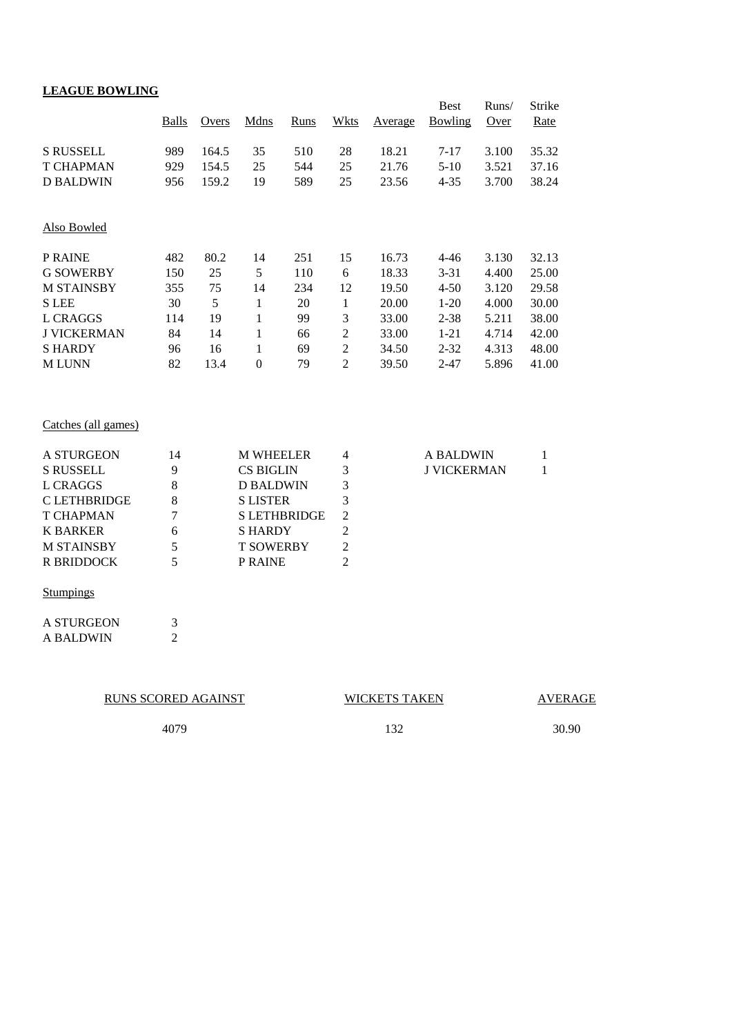## LEAGUE BOWLING

| | Balls | Overs | Mdns | Runs | Wkts | Average | Best Bowling | Runs/ Over | Strike Rate |
|---|---|---|---|---|---|---|---|---|---|
| S RUSSELL | 989 | 164.5 | 35 | 510 | 28 | 18.21 | 7-17 | 3.100 | 35.32 |
| T CHAPMAN | 929 | 154.5 | 25 | 544 | 25 | 21.76 | 5-10 | 3.521 | 37.16 |
| D BALDWIN | 956 | 159.2 | 19 | 589 | 25 | 23.56 | 4-35 | 3.700 | 38.24 |

Also Bowled

| | Balls | Overs | Mdns | Runs | Wkts | Average | Best Bowling | Runs/ Over | Strike Rate |
|---|---|---|---|---|---|---|---|---|---|
| P RAINE | 482 | 80.2 | 14 | 251 | 15 | 16.73 | 4-46 | 3.130 | 32.13 |
| G SOWERBY | 150 | 25 | 5 | 110 | 6 | 18.33 | 3-31 | 4.400 | 25.00 |
| M STAINSBY | 355 | 75 | 14 | 234 | 12 | 19.50 | 4-50 | 3.120 | 29.58 |
| S LEE | 30 | 5 | 1 | 20 | 1 | 20.00 | 1-20 | 4.000 | 30.00 |
| L CRAGGS | 114 | 19 | 1 | 99 | 3 | 33.00 | 2-38 | 5.211 | 38.00 |
| J VICKERMAN | 84 | 14 | 1 | 66 | 2 | 33.00 | 1-21 | 4.714 | 42.00 |
| S HARDY | 96 | 16 | 1 | 69 | 2 | 34.50 | 2-32 | 4.313 | 48.00 |
| M LUNN | 82 | 13.4 | 0 | 79 | 2 | 39.50 | 2-47 | 5.896 | 41.00 |

Catches (all games)

| | | | | | |
|---|---|---|---|---|---|
| A STURGEON | 14 | M WHEELER | 4 | A BALDWIN | 1 |
| S RUSSELL | 9 | CS BIGLIN | 3 | J VICKERMAN | 1 |
| L CRAGGS | 8 | D BALDWIN | 3 | | |
| C LETHBRIDGE | 8 | S LISTER | 3 | | |
| T CHAPMAN | 7 | S LETHBRIDGE | 2 | | |
| K BARKER | 6 | S HARDY | 2 | | |
| M STAINSBY | 5 | T SOWERBY | 2 | | |
| R BRIDDOCK | 5 | P RAINE | 2 | | |

Stumpings

| | |
|---|---|
| A STURGEON | 3 |
| A BALDWIN | 2 |

| RUNS SCORED AGAINST | WICKETS TAKEN | AVERAGE |
|---|---|---|
| 4079 | 132 | 30.90 |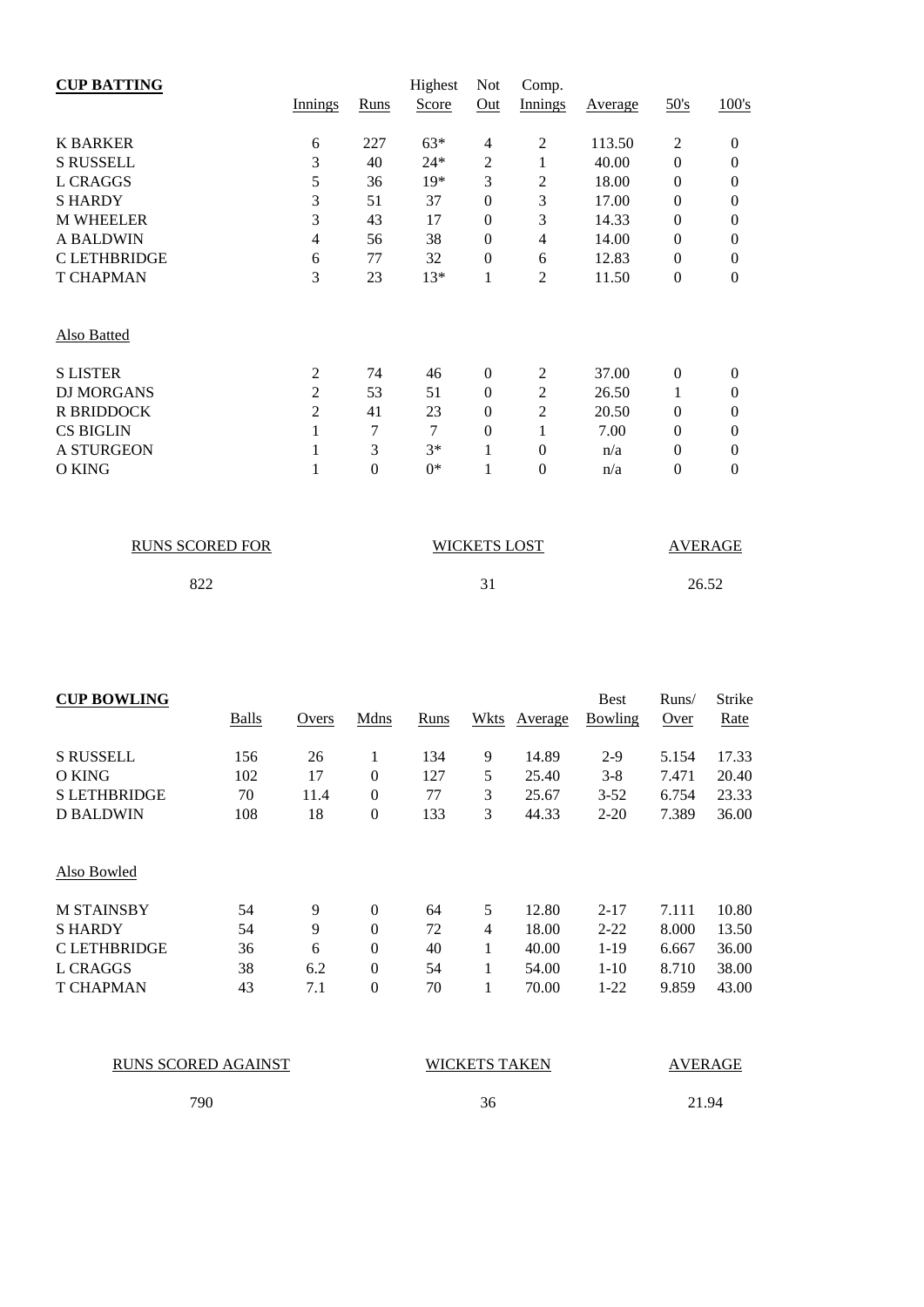**CUP BATTING**

| | Innings | Runs | Highest Score | Not Out | Comp. Innings | Average | 50's | 100's |
|---|---|---|---|---|---|---|---|---|
| K BARKER | 6 | 227 | 63* | 4 | 2 | 113.50 | 2 | 0 |
| S RUSSELL | 3 | 40 | 24* | 2 | 1 | 40.00 | 0 | 0 |
| L CRAGGS | 5 | 36 | 19* | 3 | 2 | 18.00 | 0 | 0 |
| S HARDY | 3 | 51 | 37 | 0 | 3 | 17.00 | 0 | 0 |
| M WHEELER | 3 | 43 | 17 | 0 | 3 | 14.33 | 0 | 0 |
| A BALDWIN | 4 | 56 | 38 | 0 | 4 | 14.00 | 0 | 0 |
| C LETHBRIDGE | 6 | 77 | 32 | 0 | 6 | 12.83 | 0 | 0 |
| T CHAPMAN | 3 | 23 | 13* | 1 | 2 | 11.50 | 0 | 0 |

Also Batted

| | Innings | Runs | Highest Score | Not Out | Comp. Innings | Average | 50's | 100's |
|---|---|---|---|---|---|---|---|---|
| S LISTER | 2 | 74 | 46 | 0 | 2 | 37.00 | 0 | 0 |
| DJ MORGANS | 2 | 53 | 51 | 0 | 2 | 26.50 | 1 | 0 |
| R BRIDDOCK | 2 | 41 | 23 | 0 | 2 | 20.50 | 0 | 0 |
| CS BIGLIN | 1 | 7 | 7 | 0 | 1 | 7.00 | 0 | 0 |
| A STURGEON | 1 | 3 | 3* | 1 | 0 | n/a | 0 | 0 |
| O KING | 1 | 0 | 0* | 1 | 0 | n/a | 0 | 0 |

| RUNS SCORED FOR | WICKETS LOST | AVERAGE |
|---|---|---|
| 822 | 31 | 26.52 |

**CUP BOWLING**

| | Balls | Overs | Mdns | Runs | Wkts | Average | Best Bowling | Runs/ Over | Strike Rate |
|---|---|---|---|---|---|---|---|---|---|
| S RUSSELL | 156 | 26 | 1 | 134 | 9 | 14.89 | 2-9 | 5.154 | 17.33 |
| O KING | 102 | 17 | 0 | 127 | 5 | 25.40 | 3-8 | 7.471 | 20.40 |
| S LETHBRIDGE | 70 | 11.4 | 0 | 77 | 3 | 25.67 | 3-52 | 6.754 | 23.33 |
| D BALDWIN | 108 | 18 | 0 | 133 | 3 | 44.33 | 2-20 | 7.389 | 36.00 |

Also Bowled

| | Balls | Overs | Mdns | Runs | Wkts | Average | Best Bowling | Runs/ Over | Strike Rate |
|---|---|---|---|---|---|---|---|---|---|
| M STAINSBY | 54 | 9 | 0 | 64 | 5 | 12.80 | 2-17 | 7.111 | 10.80 |
| S HARDY | 54 | 9 | 0 | 72 | 4 | 18.00 | 2-22 | 8.000 | 13.50 |
| C LETHBRIDGE | 36 | 6 | 0 | 40 | 1 | 40.00 | 1-19 | 6.667 | 36.00 |
| L CRAGGS | 38 | 6.2 | 0 | 54 | 1 | 54.00 | 1-10 | 8.710 | 38.00 |
| T CHAPMAN | 43 | 7.1 | 0 | 70 | 1 | 70.00 | 1-22 | 9.859 | 43.00 |

| RUNS SCORED AGAINST | WICKETS TAKEN | AVERAGE |
|---|---|---|
| 790 | 36 | 21.94 |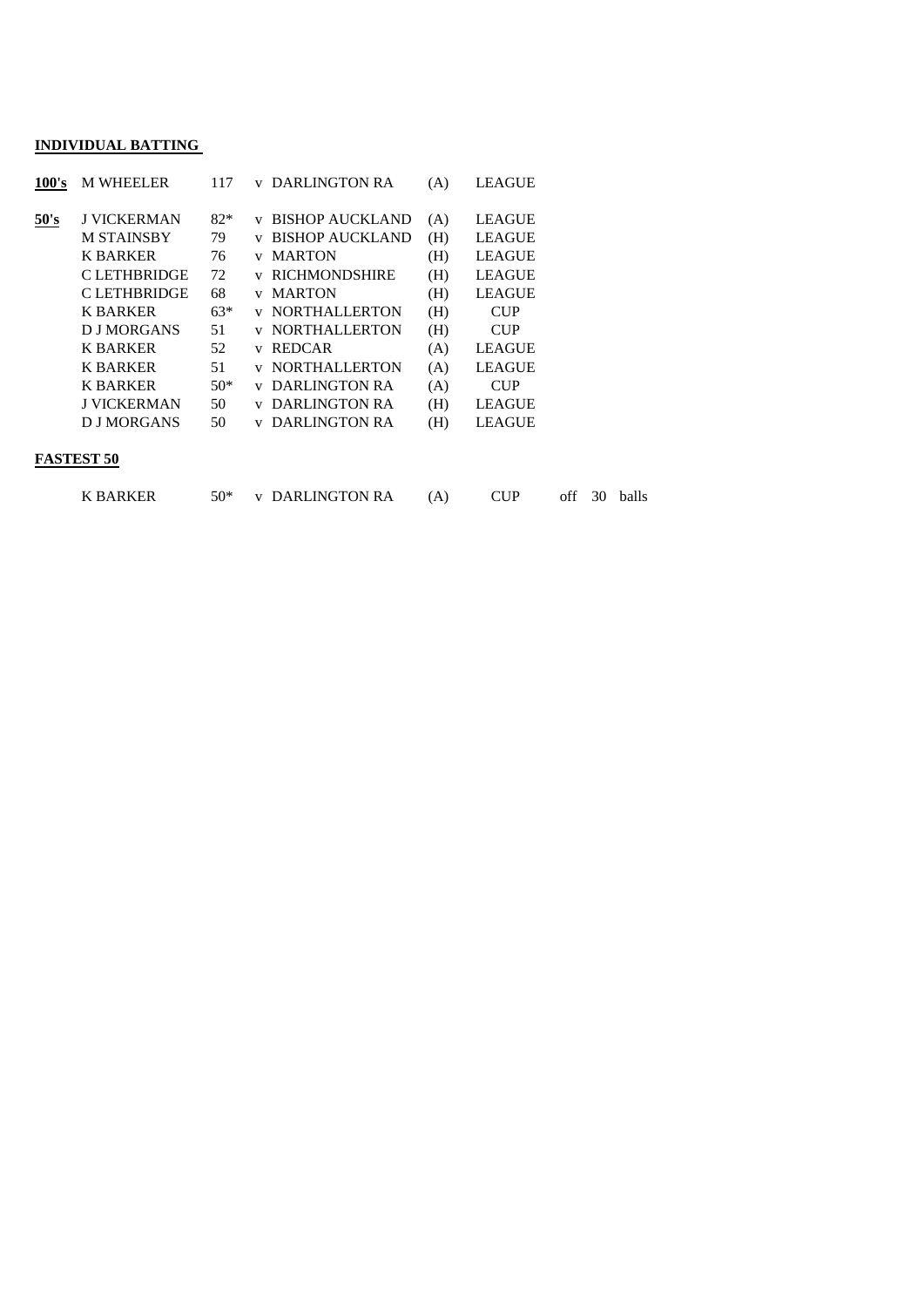## INDIVIDUAL BATTING

| | | | | | |
|---|---|---|---|---|---|
| **100's** | M WHEELER | 117 | v DARLINGTON RA | (A) | LEAGUE |
| **50's** | J VICKERMAN | 82* | v BISHOP AUCKLAND | (A) | LEAGUE |
| | M STAINSBY | 79 | v BISHOP AUCKLAND | (H) | LEAGUE |
| | K BARKER | 76 | v MARTON | (H) | LEAGUE |
| | C LETHBRIDGE | 72 | v RICHMONDSHIRE | (H) | LEAGUE |
| | C LETHBRIDGE | 68 | v MARTON | (H) | LEAGUE |
| | K BARKER | 63* | v NORTHALLERTON | (H) | CUP |
| | D J MORGANS | 51 | v NORTHALLERTON | (H) | CUP |
| | K BARKER | 52 | v REDCAR | (A) | LEAGUE |
| | K BARKER | 51 | v NORTHALLERTON | (A) | LEAGUE |
| | K BARKER | 50* | v DARLINGTON RA | (A) | CUP |
| | J VICKERMAN | 50 | v DARLINGTON RA | (H) | LEAGUE |
| | D J MORGANS | 50 | v DARLINGTON RA | (H) | LEAGUE |

## FASTEST 50

| | | | | | | |
|---|---|---|---|---|---|---|
| K BARKER | 50* | v DARLINGTON RA | (A) | CUP | off 30 balls |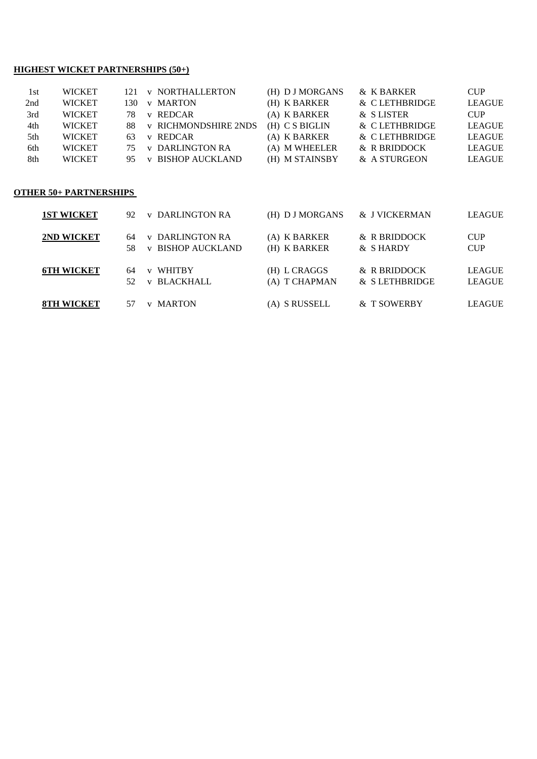**HIGHEST WICKET PARTNERSHIPS (50+)**

| | | | | | | |
|---|---|---|---|---|---|---|
| 1st | WICKET | 121 | v NORTHALLERTON | (H) D J MORGANS | & K BARKER | CUP |
| 2nd | WICKET | 130 | v MARTON | (H) K BARKER | & C LETHBRIDGE | LEAGUE |
| 3rd | WICKET | 78 | v REDCAR | (A) K BARKER | & S LISTER | CUP |
| 4th | WICKET | 88 | v RICHMONDSHIRE 2NDS | (H) C S BIGLIN | & C LETHBRIDGE | LEAGUE |
| 5th | WICKET | 63 | v REDCAR | (A) K BARKER | & C LETHBRIDGE | LEAGUE |
| 6th | WICKET | 75 | v DARLINGTON RA | (A) M WHEELER | & R BRIDDOCK | LEAGUE |
| 8th | WICKET | 95 | v BISHOP AUCKLAND | (H) M STAINSBY | & A STURGEON | LEAGUE |

**OTHER 50+ PARTNERSHIPS**

| | | | | | |
|---|---|---|---|---|---|
| **1ST WICKET** | 92 | v DARLINGTON RA | (H) D J MORGANS | & J VICKERMAN | LEAGUE |
| **2ND WICKET** | 64 | v DARLINGTON RA | (A) K BARKER | & R BRIDDOCK | CUP |
| | 58 | v BISHOP AUCKLAND | (H) K BARKER | & S HARDY | CUP |
| **6TH WICKET** | 64 | v WHITBY | (H) L CRAGGS | & R BRIDDOCK | LEAGUE |
| | 52 | v BLACKHALL | (A) T CHAPMAN | & S LETHBRIDGE | LEAGUE |
| **8TH WICKET** | 57 | v MARTON | (A) S RUSSELL | & T SOWERBY | LEAGUE |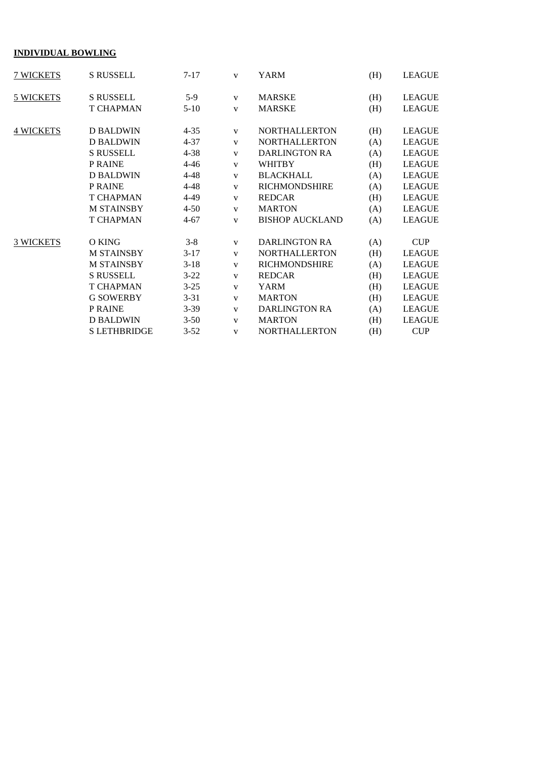**INDIVIDUAL BOWLING**

| | | | | | | |
|---|---|---|---|---|---|---|
| 7 WICKETS | S RUSSELL | 7-17 | v | YARM | (H) | LEAGUE |
| 5 WICKETS | S RUSSELL | 5-9 | v | MARSKE | (H) | LEAGUE |
| | T CHAPMAN | 5-10 | v | MARSKE | (H) | LEAGUE |
| 4 WICKETS | D BALDWIN | 4-35 | v | NORTHALLERTON | (H) | LEAGUE |
| | D BALDWIN | 4-37 | v | NORTHALLERTON | (A) | LEAGUE |
| | S RUSSELL | 4-38 | v | DARLINGTON RA | (A) | LEAGUE |
| | P RAINE | 4-46 | v | WHITBY | (H) | LEAGUE |
| | D BALDWIN | 4-48 | v | BLACKHALL | (A) | LEAGUE |
| | P RAINE | 4-48 | v | RICHMONDSHIRE | (A) | LEAGUE |
| | T CHAPMAN | 4-49 | v | REDCAR | (H) | LEAGUE |
| | M STAINSBY | 4-50 | v | MARTON | (A) | LEAGUE |
| | T CHAPMAN | 4-67 | v | BISHOP AUCKLAND | (A) | LEAGUE |
| 3 WICKETS | O KING | 3-8 | v | DARLINGTON RA | (A) | CUP |
| | M STAINSBY | 3-17 | v | NORTHALLERTON | (H) | LEAGUE |
| | M STAINSBY | 3-18 | v | RICHMONDSHIRE | (A) | LEAGUE |
| | S RUSSELL | 3-22 | v | REDCAR | (H) | LEAGUE |
| | T CHAPMAN | 3-25 | v | YARM | (H) | LEAGUE |
| | G SOWERBY | 3-31 | v | MARTON | (H) | LEAGUE |
| | P RAINE | 3-39 | v | DARLINGTON RA | (A) | LEAGUE |
| | D BALDWIN | 3-50 | v | MARTON | (H) | LEAGUE |
| | S LETHBRIDGE | 3-52 | v | NORTHALLERTON | (H) | CUP |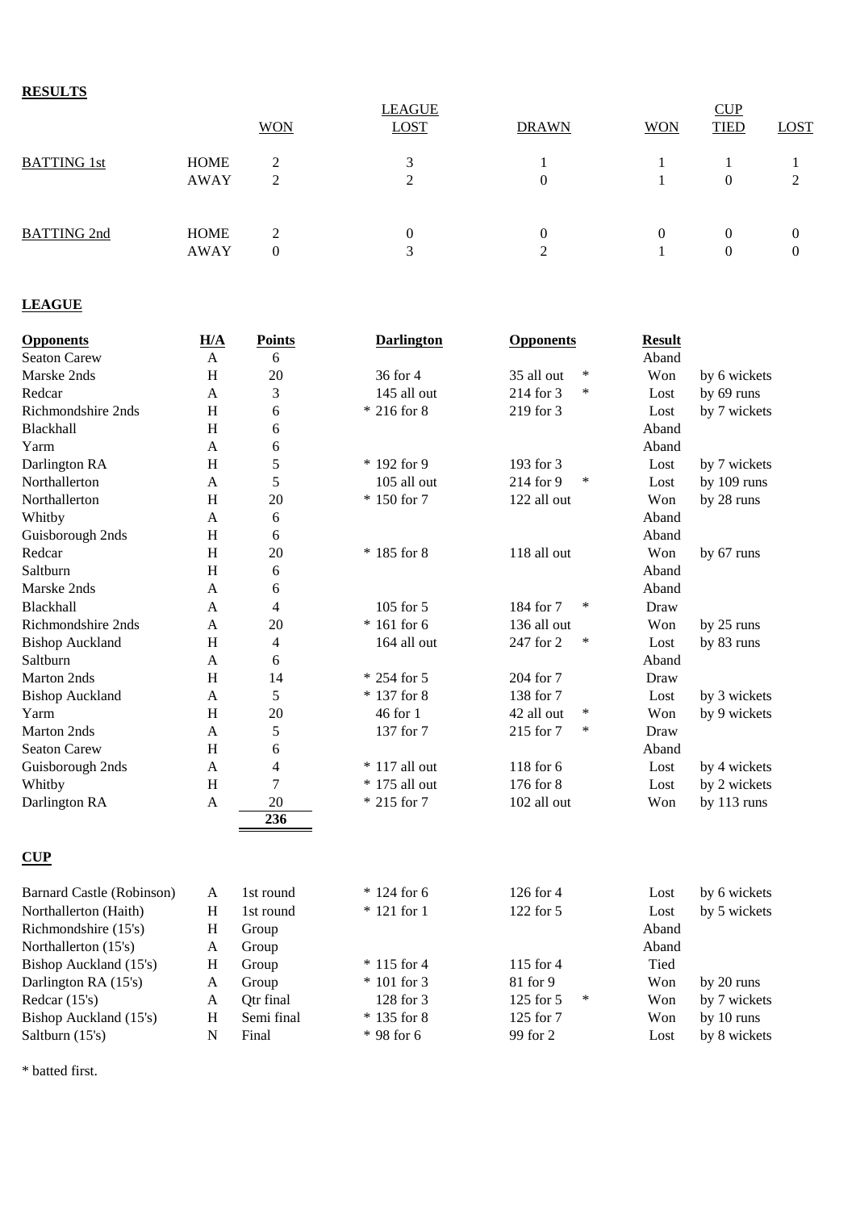**RESULTS**

| | | LEAGUE | | | CUP | | |
|---|---|---|---|---|---|---|---|
| | | WON | LOST | DRAWN | WON | TIED | LOST |
| BATTING 1st | HOME | 2 | 3 | 1 | 1 | 1 | 1 |
| | AWAY | 2 | 2 | 0 | 1 | 0 | 2 |
| BATTING 2nd | HOME | 2 | 0 | 0 | 0 | 0 | 0 |
| | AWAY | 0 | 3 | 2 | 1 | 0 | 0 |

**LEAGUE**

| Opponents | H/A | Points | Darlington | Opponents | | Result | |
|---|---|---|---|---|---|---|---|
| Seaton Carew | A | 6 | | | | Aband | |
| Marske 2nds | H | 20 | 36 for 4 | 35 all out | * | Won | by 6 wickets |
| Redcar | A | 3 | 145 all out | 214 for 3 | * | Lost | by 69 runs |
| Richmondshire 2nds | H | 6 | * 216 for 8 | 219 for 3 | | Lost | by 7 wickets |
| Blackhall | H | 6 | | | | Aband | |
| Yarm | A | 6 | | | | Aband | |
| Darlington RA | H | 5 | * 192 for 9 | 193 for 3 | | Lost | by 7 wickets |
| Northallerton | A | 5 | 105 all out | 214 for 9 | * | Lost | by 109 runs |
| Northallerton | H | 20 | * 150 for 7 | 122 all out | | Won | by 28 runs |
| Whitby | A | 6 | | | | Aband | |
| Guisborough 2nds | H | 6 | | | | Aband | |
| Redcar | H | 20 | * 185 for 8 | 118 all out | | Won | by 67 runs |
| Saltburn | H | 6 | | | | Aband | |
| Marske 2nds | A | 6 | | | | Aband | |
| Blackhall | A | 4 | 105 for 5 | 184 for 7 | * | Draw | |
| Richmondshire 2nds | A | 20 | * 161 for 6 | 136 all out | | Won | by 25 runs |
| Bishop Auckland | H | 4 | 164 all out | 247 for 2 | * | Lost | by 83 runs |
| Saltburn | A | 6 | | | | Aband | |
| Marton 2nds | H | 14 | * 254 for 5 | 204 for 7 | | Draw | |
| Bishop Auckland | A | 5 | * 137 for 8 | 138 for 7 | | Lost | by 3 wickets |
| Yarm | H | 20 | 46 for 1 | 42 all out | * | Won | by 9 wickets |
| Marton 2nds | A | 5 | 137 for 7 | 215 for 7 | * | Draw | |
| Seaton Carew | H | 6 | | | | Aband | |
| Guisborough 2nds | A | 4 | * 117 all out | 118 for 6 | | Lost | by 4 wickets |
| Whitby | H | 7 | * 175 all out | 176 for 8 | | Lost | by 2 wickets |
| Darlington RA | A | 20 | * 215 for 7 | 102 all out | | Won | by 113 runs |
| | | **236** | | | | | |

**CUP**

| | | | | | | | |
|---|---|---|---|---|---|---|---|
| Barnard Castle (Robinson) | A | 1st round | * 124 for 6 | 126 for 4 | | Lost | by 6 wickets |
| Northallerton (Haith) | H | 1st round | * 121 for 1 | 122 for 5 | | Lost | by 5 wickets |
| Richmondshire (15's) | H | Group | | | | Aband | |
| Northallerton (15's) | A | Group | | | | Aband | |
| Bishop Auckland (15's) | H | Group | * 115 for 4 | 115 for 4 | | Tied | |
| Darlington RA (15's) | A | Group | * 101 for 3 | 81 for 9 | | Won | by 20 runs |
| Redcar (15's) | A | Qtr final | 128 for 3 | 125 for 5 | * | Won | by 7 wickets |
| Bishop Auckland (15's) | H | Semi final | * 135 for 8 | 125 for 7 | | Won | by 10 runs |
| Saltburn (15's) | N | Final | * 98 for 6 | 99 for 2 | | Lost | by 8 wickets |

* batted first.